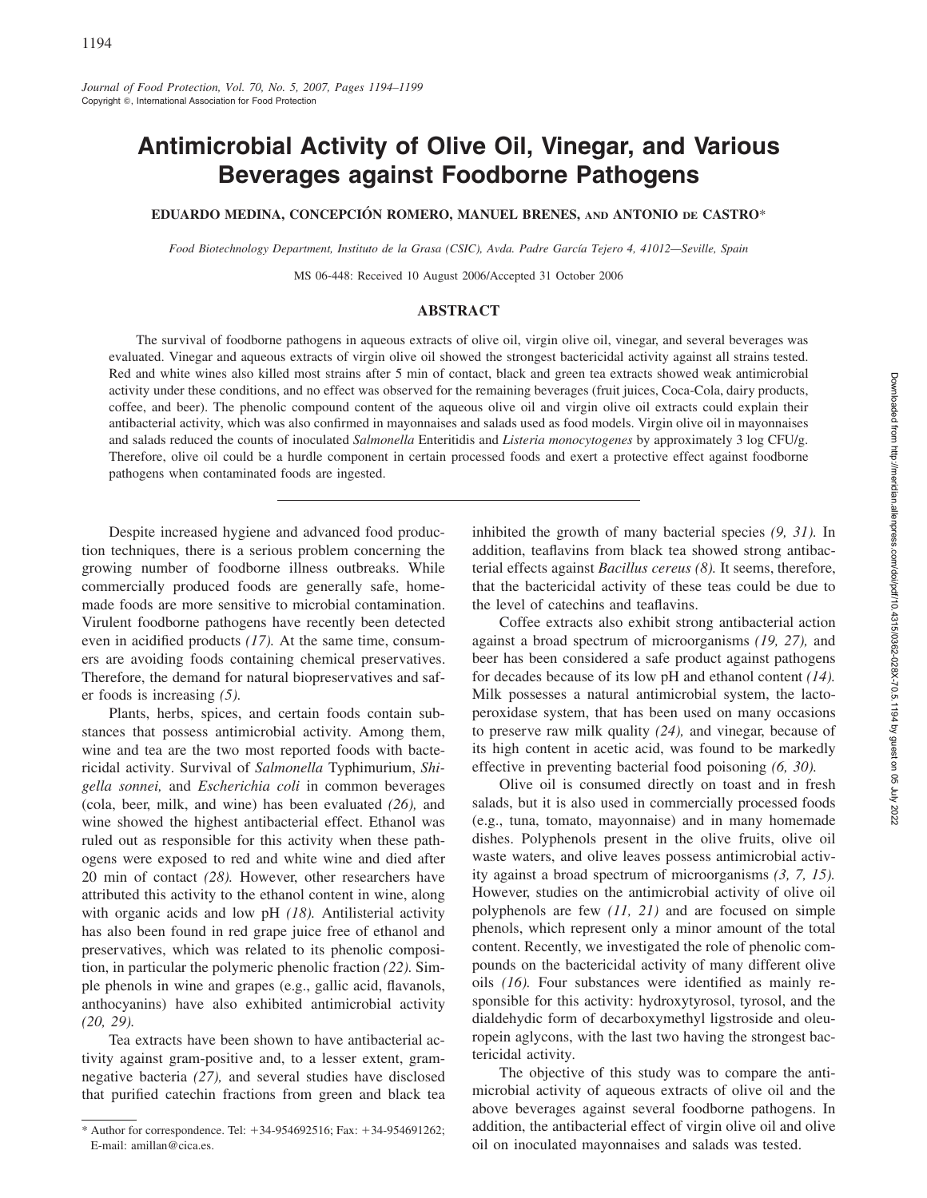# Antimicrobial Activity of Olive Oil, Vinegar, and Various Beverages against Foodborne Pathogens

**EDUARDO MEDINA, CONCEPCIÓN ROMERO, MANUEL BRENES, AND ANTONIO DE CASTRO***

*Food Biotechnology Department, Instituto de la Grasa (CSIC), Avda. Padre García Tejero 4, 41012—Seville, Spain*

MS 06-448: Received 10 August 2006/Accepted 31 October 2006

## ABSTRACT

The survival of foodborne pathogens in aqueous extracts of olive oil, virgin olive oil, vinegar, and several beverages was evaluated. Vinegar and aqueous extracts of virgin olive oil showed the strongest bactericidal activity against all strains tested. Red and white wines also killed most strains after 5 min of contact, black and green tea extracts showed weak antimicrobial activity under these conditions, and no effect was observed for the remaining beverages (fruit juices, Coca-Cola, dairy products, coffee, and beer). The phenolic compound content of the aqueous olive oil and virgin olive oil extracts could explain their antibacterial activity, which was also confirmed in mayonnaises and salads used as food models. Virgin olive oil in mayonnaises and salads reduced the counts of inoculated *Salmonella* Enteritidis and *Listeria monocytogenes* by approximately 3 log CFU/g. Therefore, olive oil could be a hurdle component in certain processed foods and exert a protective effect against foodborne pathogens when contaminated foods are ingested.

---

Despite increased hygiene and advanced food production techniques, there is a serious problem concerning the growing number of foodborne illness outbreaks. While commercially produced foods are generally safe, homemade foods are more sensitive to microbial contamination. Virulent foodborne pathogens have recently been detected even in acidified products *(17)*. At the same time, consumers are avoiding foods containing chemical preservatives. Therefore, the demand for natural biopreservatives and safer foods is increasing *(5)*.

Plants, herbs, spices, and certain foods contain substances that possess antimicrobial activity. Among them, wine and tea are the two most reported foods with bactericidal activity. Survival of *Salmonella* Typhimurium, *Shigella sonnei,* and *Escherichia coli* in common beverages (cola, beer, milk, and wine) has been evaluated *(26),* and wine showed the highest antibacterial effect. Ethanol was ruled out as responsible for this activity when these pathogens were exposed to red and white wine and died after 20 min of contact *(28)*. However, other researchers have attributed this activity to the ethanol content in wine, along with organic acids and low pH *(18)*. Antilisterial activity has also been found in red grape juice free of ethanol and preservatives, which was related to its phenolic composition, in particular the polymeric phenolic fraction *(22)*. Simple phenols in wine and grapes (e.g., gallic acid, flavanols, anthocyanins) have also exhibited antimicrobial activity *(20, 29)*.

Tea extracts have been shown to have antibacterial activity against gram-positive and, to a lesser extent, gram-negative bacteria *(27),* and several studies have disclosed that purified catechin fractions from green and black tea inhibited the growth of many bacterial species *(9, 31)*. In addition, teaflavins from black tea showed strong antibacterial effects against *Bacillus cereus (8)*. It seems, therefore, that the bactericidal activity of these teas could be due to the level of catechins and teaflavins.

Coffee extracts also exhibit strong antibacterial action against a broad spectrum of microorganisms *(19, 27),* and beer has been considered a safe product against pathogens for decades because of its low pH and ethanol content *(14)*. Milk possesses a natural antimicrobial system, the lactoperoxidase system, that has been used on many occasions to preserve raw milk quality *(24),* and vinegar, because of its high content in acetic acid, was found to be markedly effective in preventing bacterial food poisoning *(6, 30)*.

Olive oil is consumed directly on toast and in fresh salads, but it is also used in commercially processed foods (e.g., tuna, tomato, mayonnaise) and in many homemade dishes. Polyphenols present in the olive fruits, olive oil waste waters, and olive leaves possess antimicrobial activity against a broad spectrum of microorganisms *(3, 7, 15)*. However, studies on the antimicrobial activity of olive oil polyphenols are few *(11, 21)* and are focused on simple phenols, which represent only a minor amount of the total content. Recently, we investigated the role of phenolic compounds on the bactericidal activity of many different olive oils *(16)*. Four substances were identified as mainly responsible for this activity: hydroxytyrosol, tyrosol, and the dialdehydic form of decarboxymethyl ligstroside and oleuropein aglycons, with the last two having the strongest bactericidal activity.

The objective of this study was to compare the antimicrobial activity of aqueous extracts of olive oil and the above beverages against several foodborne pathogens. In addition, the antibacterial effect of virgin olive oil and olive oil on inoculated mayonnaises and salads was tested.

---

\* Author for correspondence. Tel: +34-954692516; Fax: +34-954691262; E-mail: amillan@cica.es.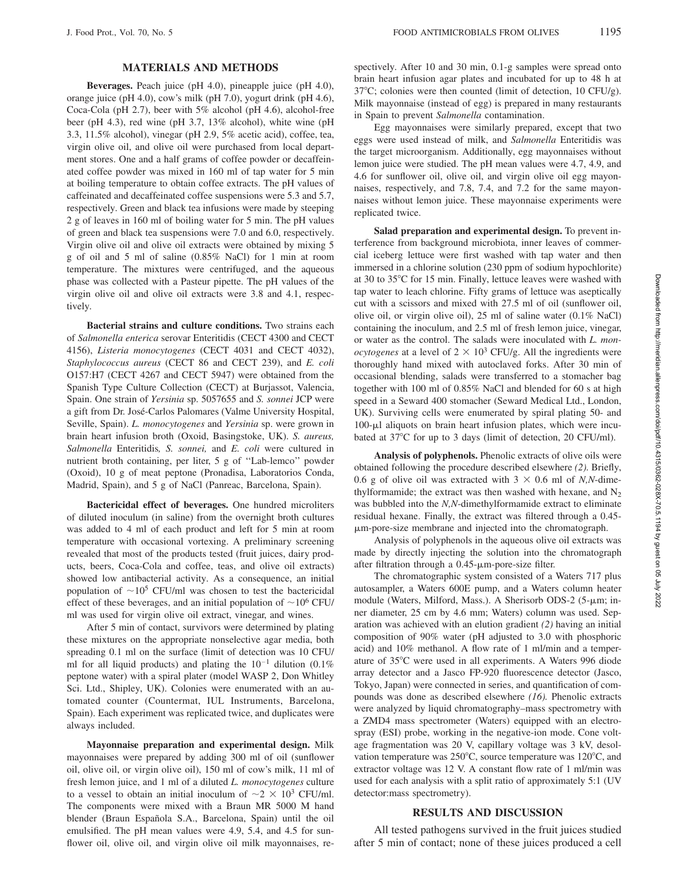## MATERIALS AND METHODS

**Beverages.** Peach juice (pH 4.0), pineapple juice (pH 4.0), orange juice (pH 4.0), cow's milk (pH 7.0), yogurt drink (pH 4.6), Coca-Cola (pH 2.7), beer with 5% alcohol (pH 4.6), alcohol-free beer (pH 4.3), red wine (pH 3.7, 13% alcohol), white wine (pH 3.3, 11.5% alcohol), vinegar (pH 2.9, 5% acetic acid), coffee, tea, virgin olive oil, and olive oil were purchased from local department stores. One and a half grams of coffee powder or decaffeinated coffee powder was mixed in 160 ml of tap water for 5 min at boiling temperature to obtain coffee extracts. The pH values of caffeinated and decaffeinated coffee suspensions were 5.3 and 5.7, respectively. Green and black tea infusions were made by steeping 2 g of leaves in 160 ml of boiling water for 5 min. The pH values of green and black tea suspensions were 7.0 and 6.0, respectively. Virgin olive oil and olive oil extracts were obtained by mixing 5 g of oil and 5 ml of saline (0.85% NaCl) for 1 min at room temperature. The mixtures were centrifuged, and the aqueous phase was collected with a Pasteur pipette. The pH values of the virgin olive oil and olive oil extracts were 3.8 and 4.1, respectively.

**Bacterial strains and culture conditions.** Two strains each of *Salmonella enterica* serovar Enteritidis (CECT 4300 and CECT 4156), *Listeria monocytogenes* (CECT 4031 and CECT 4032), *Staphylococcus aureus* (CECT 86 and CECT 239), and *E. coli* O157:H7 (CECT 4267 and CECT 5947) were obtained from the Spanish Type Culture Collection (CECT) at Burjassot, Valencia, Spain. One strain of *Yersinia* sp. 5057655 and *S. sonnei* JCP were a gift from Dr. José-Carlos Palomares (Valme University Hospital, Seville, Spain). *L. monocytogenes* and *Yersinia* sp. were grown in brain heart infusion broth (Oxoid, Basingstoke, UK). *S. aureus, Salmonella* Enteritidis*, S. sonnei,* and *E. coli* were cultured in nutrient broth containing, per liter, 5 g of "Lab-lemco" powder (Oxoid), 10 g of meat peptone (Pronadisa, Laboratorios Conda, Madrid, Spain), and 5 g of NaCl (Panreac, Barcelona, Spain).

**Bactericidal effect of beverages.** One hundred microliters of diluted inoculum (in saline) from the overnight broth cultures was added to 4 ml of each product and left for 5 min at room temperature with occasional vortexing. A preliminary screening revealed that most of the products tested (fruit juices, dairy products, beers, Coca-Cola and coffee, teas, and olive oil extracts) showed low antibacterial activity. As a consequence, an initial population of $\sim10^5$ CFU/ml was chosen to test the bactericidal effect of these beverages, and an initial population of $\sim10^6$ CFU/ml was used for virgin olive oil extract, vinegar, and wines.

After 5 min of contact, survivors were determined by plating these mixtures on the appropriate nonselective agar media, both spreading 0.1 ml on the surface (limit of detection was 10 CFU/ml for all liquid products) and plating the $10^{-1}$ dilution (0.1% peptone water) with a spiral plater (model WASP 2, Don Whitley Sci. Ltd., Shipley, UK). Colonies were enumerated with an automated counter (Countermat, IUL Instruments, Barcelona, Spain). Each experiment was replicated twice, and duplicates were always included.

**Mayonnaise preparation and experimental design.** Milk mayonnaises were prepared by adding 300 ml of oil (sunflower oil, olive oil, or virgin olive oil), 150 ml of cow's milk, 11 ml of fresh lemon juice, and 1 ml of a diluted *L. monocytogenes* culture to a vessel to obtain an initial inoculum of $\sim2 \times 10^3$ CFU/ml. The components were mixed with a Braun MR 5000 M hand blender (Braun Española S.A., Barcelona, Spain) until the oil emulsified. The pH mean values were 4.9, 5.4, and 4.5 for sunflower oil, olive oil, and virgin olive oil milk mayonnaises, respectively. After 10 and 30 min, 0.1-g samples were spread onto brain heart infusion agar plates and incubated for up to 48 h at 37°C; colonies were then counted (limit of detection, 10 CFU/g). Milk mayonnaise (instead of egg) is prepared in many restaurants in Spain to prevent *Salmonella* contamination.

Egg mayonnaises were similarly prepared, except that two eggs were used instead of milk, and *Salmonella* Enteritidis was the target microorganism. Additionally, egg mayonnaises without lemon juice were studied. The pH mean values were 4.7, 4.9, and 4.6 for sunflower oil, olive oil, and virgin olive oil egg mayonnaises, respectively, and 7.8, 7.4, and 7.2 for the same mayonnaises without lemon juice. These mayonnaise experiments were replicated twice.

**Salad preparation and experimental design.** To prevent interference from background microbiota, inner leaves of commercial iceberg lettuce were first washed with tap water and then immersed in a chlorine solution (230 ppm of sodium hypochlorite) at 30 to 35°C for 15 min. Finally, lettuce leaves were washed with tap water to leach chlorine. Fifty grams of lettuce was aseptically cut with a scissors and mixed with 27.5 ml of oil (sunflower oil, olive oil, or virgin olive oil), 25 ml of saline water (0.1% NaCl) containing the inoculum, and 2.5 ml of fresh lemon juice, vinegar, or water as the control. The salads were inoculated with *L. monocytogenes* at a level of $2 \times 10^3$ CFU/g. All the ingredients were thoroughly hand mixed with autoclaved forks. After 30 min of occasional blending, salads were transferred to a stomacher bag together with 100 ml of 0.85% NaCl and blended for 60 s at high speed in a Seward 400 stomacher (Seward Medical Ltd., London, UK). Surviving cells were enumerated by spiral plating 50- and 100-μl aliquots on brain heart infusion plates, which were incubated at 37°C for up to 3 days (limit of detection, 20 CFU/ml).

**Analysis of polyphenols.** Phenolic extracts of olive oils were obtained following the procedure described elsewhere *(2)*. Briefly, 0.6 g of olive oil was extracted with $3 \times 0.6$ ml of *N,N*-dimethylformamide; the extract was then washed with hexane, and $N_2$ was bubbled into the *N,N*-dimethylformamide extract to eliminate residual hexane. Finally, the extract was filtered through a 0.45-μm-pore-size membrane and injected into the chromatograph.

Analysis of polyphenols in the aqueous olive oil extracts was made by directly injecting the solution into the chromatograph after filtration through a 0.45-μm-pore-size filter.

The chromatographic system consisted of a Waters 717 plus autosampler, a Waters 600E pump, and a Waters column heater module (Waters, Milford, Mass.). A Sherisorb ODS-2 (5-μm; inner diameter, 25 cm by 4.6 mm; Waters) column was used. Separation was achieved with an elution gradient *(2)* having an initial composition of 90% water (pH adjusted to 3.0 with phosphoric acid) and 10% methanol. A flow rate of 1 ml/min and a temperature of 35°C were used in all experiments. A Waters 996 diode array detector and a Jasco FP-920 fluorescence detector (Jasco, Tokyo, Japan) were connected in series, and quantification of compounds was done as described elsewhere *(16)*. Phenolic extracts were analyzed by liquid chromatography–mass spectrometry with a ZMD4 mass spectrometer (Waters) equipped with an electrospray (ESI) probe, working in the negative-ion mode. Cone voltage fragmentation was 20 V, capillary voltage was 3 kV, desolvation temperature was 250°C, source temperature was 120°C, and extractor voltage was 12 V. A constant flow rate of 1 ml/min was used for each analysis with a split ratio of approximately 5:1 (UV detector:mass spectrometry).

## RESULTS AND DISCUSSION

All tested pathogens survived in the fruit juices studied after 5 min of contact; none of these juices produced a cell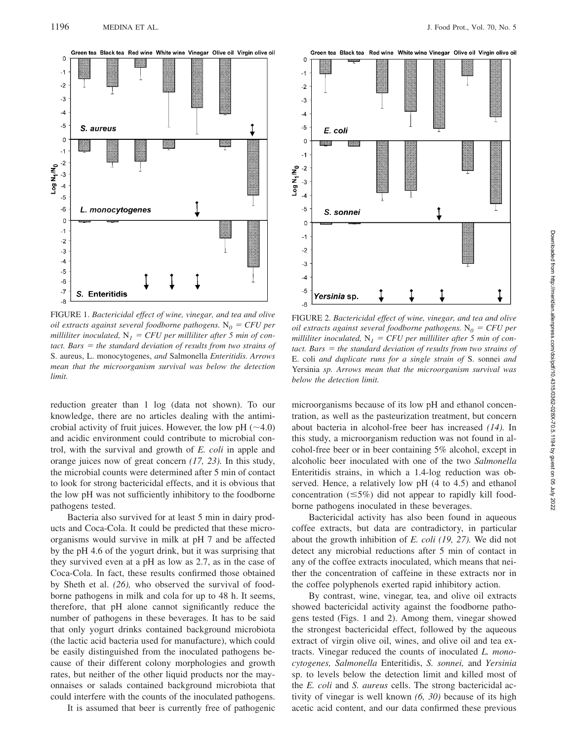FIGURE 1. *Bactericidal effect of wine, vinegar, and tea and olive oil extracts against several foodborne pathogens.* $N_0$ = *CFU per milliliter inoculated,* $N_1$ = *CFU per milliliter after 5 min of contact. Bars = the standard deviation of results from two strains of* S. aureus, L. monocytogenes, *and* Salmonella *Enteritidis. Arrows mean that the microorganism survival was below the detection limit.*

FIGURE 2. *Bactericidal effect of wine, vinegar, and tea and olive oil extracts against several foodborne pathogens.* $N_0$ = *CFU per milliliter inoculated,* $N_1$ = *CFU per milliliter after 5 min of contact. Bars = the standard deviation of results from two strains of* E. coli *and duplicate runs for a single strain of* S. sonnei *and* Yersinia *sp. Arrows mean that the microorganism survival was below the detection limit.*

reduction greater than 1 log (data not shown). To our knowledge, there are no articles dealing with the antimicrobial activity of fruit juices. However, the low pH (~4.0) and acidic environment could contribute to microbial control, with the survival and growth of *E. coli* in apple and orange juices now of great concern *(17, 23).* In this study, the microbial counts were determined after 5 min of contact to look for strong bactericidal effects, and it is obvious that the low pH was not sufficiently inhibitory to the foodborne pathogens tested.

Bacteria also survived for at least 5 min in dairy products and Coca-Cola. It could be predicted that these microorganisms would survive in milk at pH 7 and be affected by the pH 4.6 of the yogurt drink, but it was surprising that they survived even at a pH as low as 2.7, as in the case of Coca-Cola. In fact, these results confirmed those obtained by Sheth et al. *(26),* who observed the survival of foodborne pathogens in milk and cola for up to 48 h. It seems, therefore, that pH alone cannot significantly reduce the number of pathogens in these beverages. It has to be said that only yogurt drinks contained background microbiota (the lactic acid bacteria used for manufacture), which could be easily distinguished from the inoculated pathogens because of their different colony morphologies and growth rates, but neither of the other liquid products nor the mayonnaises or salads contained background microbiota that could interfere with the counts of the inoculated pathogens.

It is assumed that beer is currently free of pathogenic microorganisms because of its low pH and ethanol concentration, as well as the pasteurization treatment, but concern about bacteria in alcohol-free beer has increased *(14).* In this study, a microorganism reduction was not found in alcohol-free beer or in beer containing 5% alcohol, except in alcoholic beer inoculated with one of the two *Salmonella* Enteritidis strains, in which a 1.4-log reduction was observed. Hence, a relatively low pH (4 to 4.5) and ethanol concentration (≤5%) did not appear to rapidly kill foodborne pathogens inoculated in these beverages.

Bactericidal activity has also been found in aqueous coffee extracts, but data are contradictory, in particular about the growth inhibition of *E. coli (19, 27).* We did not detect any microbial reductions after 5 min of contact in any of the coffee extracts inoculated, which means that neither the concentration of caffeine in these extracts nor in the coffee polyphenols exerted rapid inhibitory action.

By contrast, wine, vinegar, tea, and olive oil extracts showed bactericidal activity against the foodborne pathogens tested (Figs. 1 and 2). Among them, vinegar showed the strongest bactericidal effect, followed by the aqueous extract of virgin olive oil, wines, and olive oil and tea extracts. Vinegar reduced the counts of inoculated *L. monocytogenes, Salmonella* Enteritidis, *S. sonnei,* and *Yersinia* sp. to levels below the detection limit and killed most of the *E. coli* and *S. aureus* cells. The strong bactericidal activity of vinegar is well known *(6, 30)* because of its high acetic acid content, and our data confirmed these previous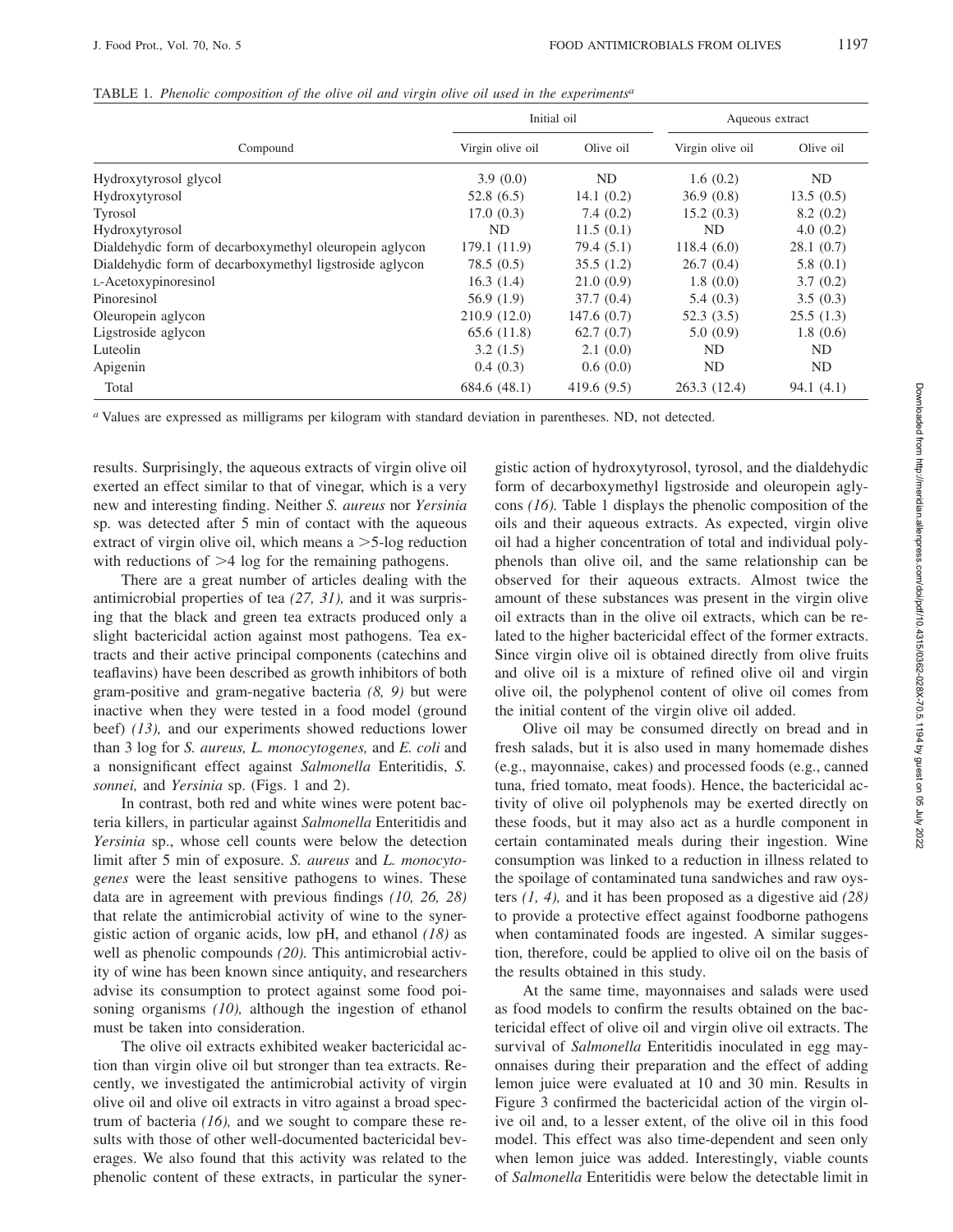TABLE 1. *Phenolic composition of the olive oil and virgin olive oil used in the experiments*[a]

| Compound | Initial oil | | Aqueous extract | |
|---|---|---|---|---|
| | Virgin olive oil | Olive oil | Virgin olive oil | Olive oil |
| Hydroxytyrosol glycol | 3.9 (0.0) | ND | 1.6 (0.2) | ND |
| Hydroxytyrosol | 52.8 (6.5) | 14.1 (0.2) | 36.9 (0.8) | 13.5 (0.5) |
| Tyrosol | 17.0 (0.3) | 7.4 (0.2) | 15.2 (0.3) | 8.2 (0.2) |
| Hydroxytyrosol | ND | 11.5 (0.1) | ND | 4.0 (0.2) |
| Dialdehydic form of decarboxymethyl oleuropein aglycon | 179.1 (11.9) | 79.4 (5.1) | 118.4 (6.0) | 28.1 (0.7) |
| Dialdehydic form of decarboxymethyl ligstroside aglycon | 78.5 (0.5) | 35.5 (1.2) | 26.7 (0.4) | 5.8 (0.1) |
| L-Acetoxypinoresinol | 16.3 (1.4) | 21.0 (0.9) | 1.8 (0.0) | 3.7 (0.2) |
| Pinoresinol | 56.9 (1.9) | 37.7 (0.4) | 5.4 (0.3) | 3.5 (0.3) |
| Oleuropein aglycon | 210.9 (12.0) | 147.6 (0.7) | 52.3 (3.5) | 25.5 (1.3) |
| Ligstroside aglycon | 65.6 (11.8) | 62.7 (0.7) | 5.0 (0.9) | 1.8 (0.6) |
| Luteolin | 3.2 (1.5) | 2.1 (0.0) | ND | ND |
| Apigenin | 0.4 (0.3) | 0.6 (0.0) | ND | ND |
| Total | 684.6 (48.1) | 419.6 (9.5) | 263.3 (12.4) | 94.1 (4.1) |

[a] Values are expressed as milligrams per kilogram with standard deviation in parentheses. ND, not detected.

results. Surprisingly, the aqueous extracts of virgin olive oil exerted an effect similar to that of vinegar, which is a very new and interesting finding. Neither *S. aureus* nor *Yersinia* sp. was detected after 5 min of contact with the aqueous extract of virgin olive oil, which means a >5-log reduction with reductions of >4 log for the remaining pathogens.

There are a great number of articles dealing with the antimicrobial properties of tea *(27, 31),* and it was surprising that the black and green tea extracts produced only a slight bactericidal action against most pathogens. Tea extracts and their active principal components (catechins and teaflavins) have been described as growth inhibitors of both gram-positive and gram-negative bacteria *(8, 9)* but were inactive when they were tested in a food model (ground beef) *(13),* and our experiments showed reductions lower than 3 log for *S. aureus, L. monocytogenes,* and *E. coli* and a nonsignificant effect against *Salmonella* Enteritidis, *S. sonnei,* and *Yersinia* sp. (Figs. 1 and 2).

In contrast, both red and white wines were potent bacteria killers, in particular against *Salmonella* Enteritidis and *Yersinia* sp., whose cell counts were below the detection limit after 5 min of exposure. *S. aureus* and *L. monocytogenes* were the least sensitive pathogens to wines. These data are in agreement with previous findings *(10, 26, 28)* that relate the antimicrobial activity of wine to the synergistic action of organic acids, low pH, and ethanol *(18)* as well as phenolic compounds *(20).* This antimicrobial activity of wine has been known since antiquity, and researchers advise its consumption to protect against some food poisoning organisms *(10),* although the ingestion of ethanol must be taken into consideration.

The olive oil extracts exhibited weaker bactericidal action than virgin olive oil but stronger than tea extracts. Recently, we investigated the antimicrobial activity of virgin olive oil and olive oil extracts in vitro against a broad spectrum of bacteria *(16),* and we sought to compare these results with those of other well-documented bactericidal beverages. We also found that this activity was related to the phenolic content of these extracts, in particular the synergistic action of hydroxytyrosol, tyrosol, and the dialdehydic form of decarboxymethyl ligstroside and oleuropein aglycons *(16).* Table 1 displays the phenolic composition of the oils and their aqueous extracts. As expected, virgin olive oil had a higher concentration of total and individual polyphenols than olive oil, and the same relationship can be observed for their aqueous extracts. Almost twice the amount of these substances was present in the virgin olive oil extracts than in the olive oil extracts, which can be related to the higher bactericidal effect of the former extracts. Since virgin olive oil is obtained directly from olive fruits and olive oil is a mixture of refined olive oil and virgin olive oil, the polyphenol content of olive oil comes from the initial content of the virgin olive oil added.

Olive oil may be consumed directly on bread and in fresh salads, but it is also used in many homemade dishes (e.g., mayonnaise, cakes) and processed foods (e.g., canned tuna, fried tomato, meat foods). Hence, the bactericidal activity of olive oil polyphenols may be exerted directly on these foods, but it may also act as a hurdle component in certain contaminated meals during their ingestion. Wine consumption was linked to a reduction in illness related to the spoilage of contaminated tuna sandwiches and raw oysters *(1, 4),* and it has been proposed as a digestive aid *(28)* to provide a protective effect against foodborne pathogens when contaminated foods are ingested. A similar suggestion, therefore, could be applied to olive oil on the basis of the results obtained in this study.

At the same time, mayonnaises and salads were used as food models to confirm the results obtained on the bactericidal effect of olive oil and virgin olive oil extracts. The survival of *Salmonella* Enteritidis inoculated in egg mayonnaises during their preparation and the effect of adding lemon juice were evaluated at 10 and 30 min. Results in Figure 3 confirmed the bactericidal action of the virgin olive oil and, to a lesser extent, of the olive oil in this food model. This effect was also time-dependent and seen only when lemon juice was added. Interestingly, viable counts of *Salmonella* Enteritidis were below the detectable limit in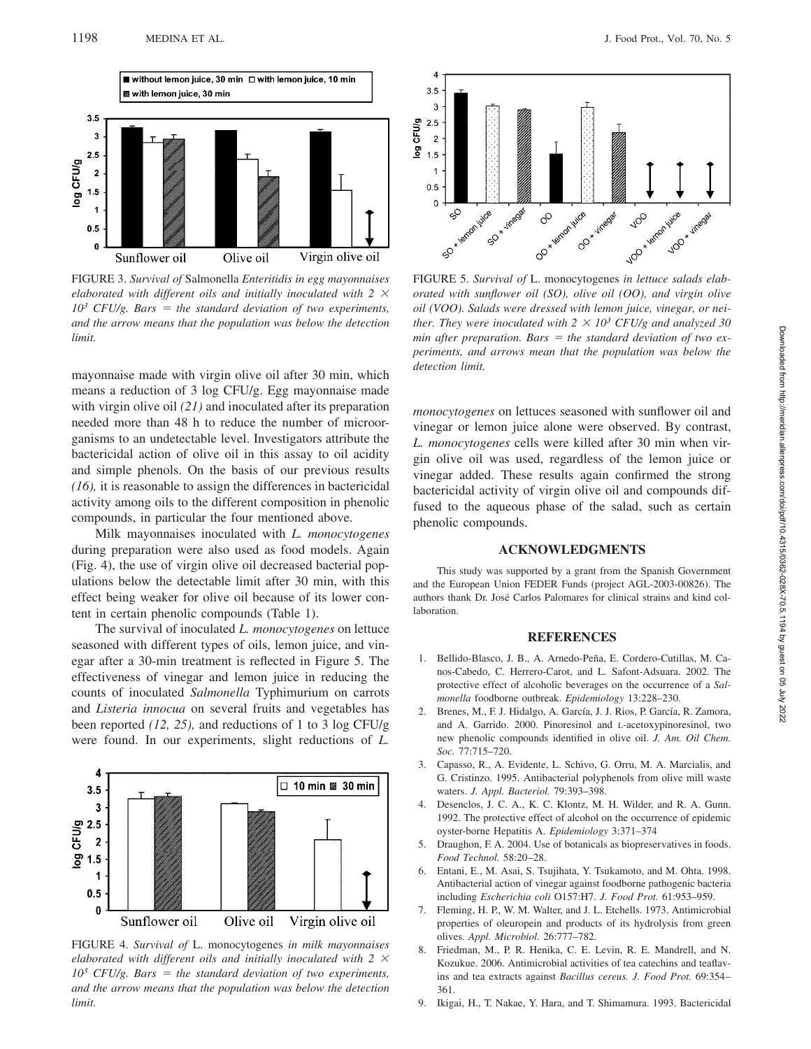FIGURE 3. *Survival of* Salmonella *Enteritidis in egg mayonnaises elaborated with different oils and initially inoculated with* $2 \times 10^3$ *CFU/g. Bars = the standard deviation of two experiments, and the arrow means that the population was below the detection limit.*

mayonnaise made with virgin olive oil after 30 min, which means a reduction of 3 log CFU/g. Egg mayonnaise made with virgin olive oil *(21)* and inoculated after its preparation needed more than 48 h to reduce the number of microorganisms to an undetectable level. Investigators attribute the bactericidal action of olive oil in this assay to oil acidity and simple phenols. On the basis of our previous results *(16),* it is reasonable to assign the differences in bactericidal activity among oils to the different composition in phenolic compounds, in particular the four mentioned above.

Milk mayonnaises inoculated with *L. monocytogenes* during preparation were also used as food models. Again (Fig. 4), the use of virgin olive oil decreased bacterial populations below the detectable limit after 30 min, with this effect being weaker for olive oil because of its lower content in certain phenolic compounds (Table 1).

The survival of inoculated *L. monocytogenes* on lettuce seasoned with different types of oils, lemon juice, and vinegar after a 30-min treatment is reflected in Figure 5. The effectiveness of vinegar and lemon juice in reducing the counts of inoculated *Salmonella* Typhimurium on carrots and *Listeria innocua* on several fruits and vegetables has been reported *(12, 25),* and reductions of 1 to 3 log CFU/g were found. In our experiments, slight reductions of *L. monocytogenes* on lettuces seasoned with sunflower oil and vinegar or lemon juice alone were observed. By contrast, *L. monocytogenes* cells were killed after 30 min when virgin olive oil was used, regardless of the lemon juice or vinegar added. These results again confirmed the strong bactericidal activity of virgin olive oil and compounds diffused to the aqueous phase of the salad, such as certain phenolic compounds.

FIGURE 4. *Survival of* L. monocytogenes *in milk mayonnaises elaborated with different oils and initially inoculated with* $2 \times 10^3$ *CFU/g. Bars = the standard deviation of two experiments, and the arrow means that the population was below the detection limit.*

FIGURE 5. *Survival of* L. monocytogenes *in lettuce salads elaborated with sunflower oil (SO), olive oil (OO), and virgin olive oil (VOO). Salads were dressed with lemon juice, vinegar, or neither. They were inoculated with* $2 \times 10^3$ *CFU/g and analyzed 30 min after preparation. Bars = the standard deviation of two experiments, and arrows mean that the population was below the detection limit.*

## ACKNOWLEDGMENTS

This study was supported by a grant from the Spanish Government and the European Union FEDER Funds (project AGL-2003-00826). The authors thank Dr. José Carlos Palomares for clinical strains and kind collaboration.

## REFERENCES

1. Bellido-Blasco, J. B., A. Arnedo-Peña, E. Cordero-Cutillas, M. Canos-Cabedo, C. Herrero-Carot, and L. Safont-Adsuara. 2002. The protective effect of alcoholic beverages on the occurrence of a *Salmonella* foodborne outbreak. *Epidemiology* 13:228–230.
2. Brenes, M., F. J. Hidalgo, A. García, J. J. Rios, P. García, R. Zamora, and A. Garrido. 2000. Pinoresinol and L-acetoxypinoresinol, two new phenolic compounds identified in olive oil. *J. Am. Oil Chem. Soc.* 77:715–720.
3. Capasso, R., A. Evidente, L. Schivo, G. Orru, M. A. Marcialis, and G. Cristinzo. 1995. Antibacterial polyphenols from olive mill waste waters. *J. Appl. Bacteriol.* 79:393–398.
4. Desenclos, J. C. A., K. C. Klontz, M. H. Wilder, and R. A. Gunn. 1992. The protective effect of alcohol on the occurrence of epidemic oyster-borne Hepatitis A. *Epidemiology* 3:371–374
5. Draughon, F. A. 2004. Use of botanicals as biopreservatives in foods. *Food Technol.* 58:20–28.
6. Entani, E., M. Asai, S. Tsujihata, Y. Tsukamoto, and M. Ohta. 1998. Antibacterial action of vinegar against foodborne pathogenic bacteria including *Escherichia coli* O157:H7. *J. Food Prot.* 61:953–959.
7. Fleming, H. P., W. M. Walter, and J. L. Etchells. 1973. Antimicrobial properties of oleuropein and products of its hydrolysis from green olives. *Appl. Microbiol.* 26:777–782.
8. Friedman, M., P. R. Henika, C. E. Levin, R. E. Mandrell, and N. Kozukue. 2006. Antimicrobial activities of tea catechins and teaflavins and tea extracts against *Bacillus cereus. J. Food Prot.* 69:354–361.
9. Ikigai, H., T. Nakae, Y. Hara, and T. Shimamura. 1993. Bactericidal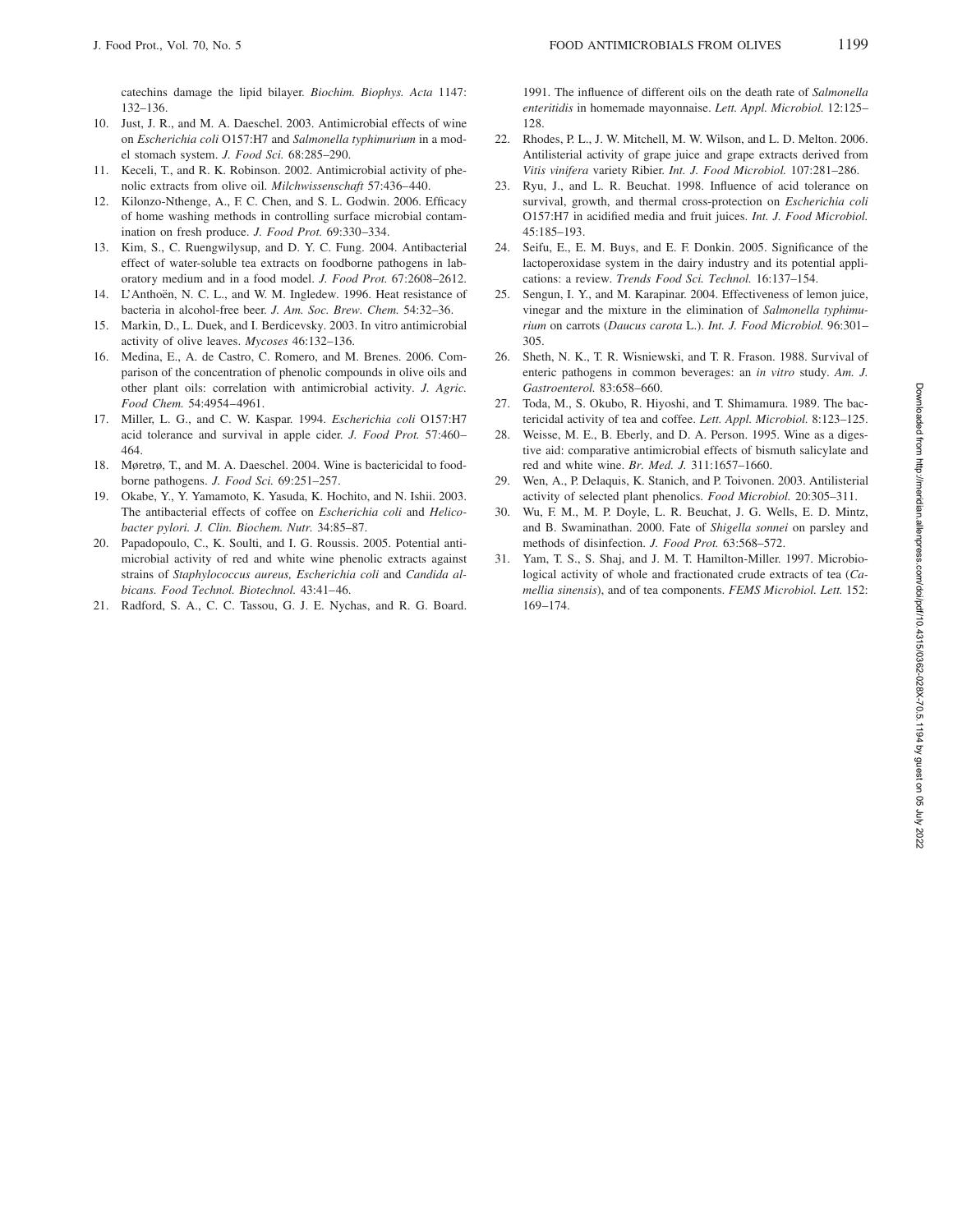catechins damage the lipid bilayer. *Biochim. Biophys. Acta* 1147: 132–136.

10. Just, J. R., and M. A. Daeschel. 2003. Antimicrobial effects of wine on *Escherichia coli* O157:H7 and *Salmonella typhimurium* in a model stomach system. *J. Food Sci.* 68:285–290.
11. Keceli, T., and R. K. Robinson. 2002. Antimicrobial activity of phenolic extracts from olive oil. *Milchwissenschaft* 57:436–440.
12. Kilonzo-Nthenge, A., F. C. Chen, and S. L. Godwin. 2006. Efficacy of home washing methods in controlling surface microbial contamination on fresh produce. *J. Food Prot.* 69:330–334.
13. Kim, S., C. Ruengwilysup, and D. Y. C. Fung. 2004. Antibacterial effect of water-soluble tea extracts on foodborne pathogens in laboratory medium and in a food model. *J. Food Prot.* 67:2608–2612.
14. L'Anthoën, N. C. L., and W. M. Ingledew. 1996. Heat resistance of bacteria in alcohol-free beer. *J. Am. Soc. Brew. Chem.* 54:32–36.
15. Markin, D., L. Duek, and I. Berdicevsky. 2003. In vitro antimicrobial activity of olive leaves. *Mycoses* 46:132–136.
16. Medina, E., A. de Castro, C. Romero, and M. Brenes. 2006. Comparison of the concentration of phenolic compounds in olive oils and other plant oils: correlation with antimicrobial activity. *J. Agric. Food Chem.* 54:4954–4961.
17. Miller, L. G., and C. W. Kaspar. 1994. *Escherichia coli* O157:H7 acid tolerance and survival in apple cider. *J. Food Prot.* 57:460–464.
18. Møretrø, T., and M. A. Daeschel. 2004. Wine is bactericidal to foodborne pathogens. *J. Food Sci.* 69:251–257.
19. Okabe, Y., Y. Yamamoto, K. Yasuda, K. Hochito, and N. Ishii. 2003. The antibacterial effects of coffee on *Escherichia coli* and *Helicobacter pylori*. *J. Clin. Biochem. Nutr.* 34:85–87.
20. Papadopoulo, C., K. Soulti, and I. G. Roussis. 2005. Potential antimicrobial activity of red and white wine phenolic extracts against strains of *Staphylococcus aureus, Escherichia coli* and *Candida albicans*. *Food Technol. Biotechnol.* 43:41–46.
21. Radford, S. A., C. C. Tassou, G. J. E. Nychas, and R. G. Board. 1991. The influence of different oils on the death rate of *Salmonella enteritidis* in homemade mayonnaise. *Lett. Appl. Microbiol.* 12:125–128.
22. Rhodes, P. L., J. W. Mitchell, M. W. Wilson, and L. D. Melton. 2006. Antilisterial activity of grape juice and grape extracts derived from *Vitis vinifera* variety Ribier. *Int. J. Food Microbiol.* 107:281–286.
23. Ryu, J., and L. R. Beuchat. 1998. Influence of acid tolerance on survival, growth, and thermal cross-protection on *Escherichia coli* O157:H7 in acidified media and fruit juices. *Int. J. Food Microbiol.* 45:185–193.
24. Seifu, E., E. M. Buys, and E. F. Donkin. 2005. Significance of the lactoperoxidase system in the dairy industry and its potential applications: a review. *Trends Food Sci. Technol.* 16:137–154.
25. Sengun, I. Y., and M. Karapinar. 2004. Effectiveness of lemon juice, vinegar and the mixture in the elimination of *Salmonella typhimurium* on carrots (*Daucus carota* L.). *Int. J. Food Microbiol.* 96:301–305.
26. Sheth, N. K., T. R. Wisniewski, and T. R. Frason. 1988. Survival of enteric pathogens in common beverages: an *in vitro* study. *Am. J. Gastroenterol.* 83:658–660.
27. Toda, M., S. Okubo, R. Hiyoshi, and T. Shimamura. 1989. The bactericidal activity of tea and coffee. *Lett. Appl. Microbiol.* 8:123–125.
28. Weisse, M. E., B. Eberly, and D. A. Person. 1995. Wine as a digestive aid: comparative antimicrobial effects of bismuth salicylate and red and white wine. *Br. Med. J.* 311:1657–1660.
29. Wen, A., P. Delaquis, K. Stanich, and P. Toivonen. 2003. Antilisterial activity of selected plant phenolics. *Food Microbiol.* 20:305–311.
30. Wu, F. M., M. P. Doyle, L. R. Beuchat, J. G. Wells, E. D. Mintz, and B. Swaminathan. 2000. Fate of *Shigella sonnei* on parsley and methods of disinfection. *J. Food Prot.* 63:568–572.
31. Yam, T. S., S. Shaj, and J. M. T. Hamilton-Miller. 1997. Microbiological activity of whole and fractionated crude extracts of tea (*Camellia sinensis*), and of tea components. *FEMS Microbiol. Lett.* 152: 169–174.